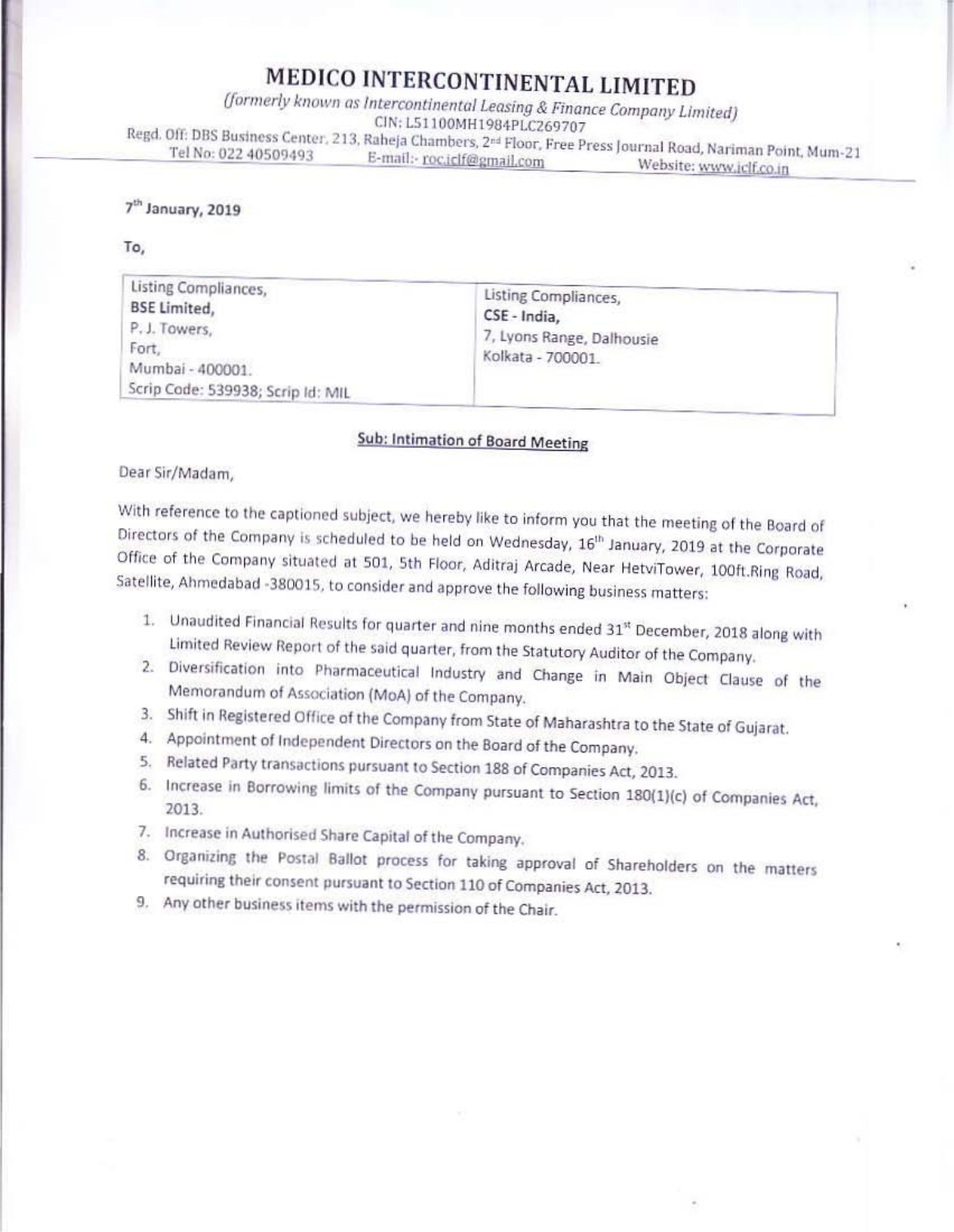# MEDICO INTERCONTINENTAL LIMITED

*(formerly known as Intercontinental Leasing & Finance Company Limited)*

CIN: L51100MH1984PLC269707

Regd. Off: DBS Business Center, 213, Raheja Chambers, 2nd Floor, Free Press Journal Road, Nariman Point, Mum-21

Tel No: 022 40509493 E-mail:- roc.iclf@gmail.com Website: www.iclf.co.in

7th January, 2019

To,

| Listing Compliances,<br>**BSE Limited,**<br>P. J. Towers,<br>Fort,<br>Mumbai - 400001.<br>Scrip Code: 539938; Scrip Id: MIL | Listing Compliances,<br>**CSE - India,**<br>7, Lyons Range, Dalhousie<br>Kolkata - 700001. |
|---|---|

**Sub: Intimation of Board Meeting**

Dear Sir/Madam,

With reference to the captioned subject, we hereby like to inform you that the meeting of the Board of Directors of the Company is scheduled to be held on Wednesday, 16th January, 2019 at the Corporate Office of the Company situated at 501, 5th Floor, Aditraj Arcade, Near HetviTower, 100ft.Ring Road, Satellite, Ahmedabad -380015, to consider and approve the following business matters:

1. Unaudited Financial Results for quarter and nine months ended 31st December, 2018 along with Limited Review Report of the said quarter, from the Statutory Auditor of the Company.
2. Diversification into Pharmaceutical Industry and Change in Main Object Clause of the Memorandum of Association (MoA) of the Company.
3. Shift in Registered Office of the Company from State of Maharashtra to the State of Gujarat.
4. Appointment of Independent Directors on the Board of the Company.
5. Related Party transactions pursuant to Section 188 of Companies Act, 2013.
6. Increase in Borrowing limits of the Company pursuant to Section 180(1)(c) of Companies Act, 2013.
7. Increase in Authorised Share Capital of the Company.
8. Organizing the Postal Ballot process for taking approval of Shareholders on the matters requiring their consent pursuant to Section 110 of Companies Act, 2013.
9. Any other business items with the permission of the Chair.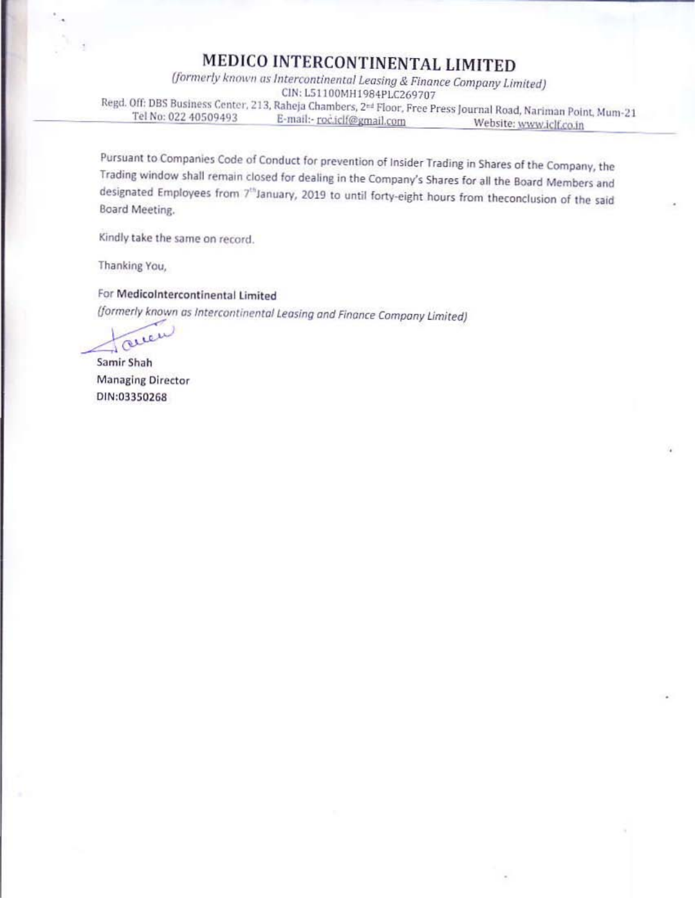# MEDICO INTERCONTINENTAL LIMITED

*(formerly known as Intercontinental Leasing & Finance Company Limited)*

CIN: L51100MH1984PLC269707

Regd. Off: DBS Business Center, 213, Raheja Chambers, 2nd Floor, Free Press Journal Road, Nariman Point, Mum-21

Tel No: 022 40509493 E-mail:- roc.iclf@gmail.com Website: www.iclf.co.in

Pursuant to Companies Code of Conduct for prevention of Insider Trading in Shares of the Company, the Trading window shall remain closed for dealing in the Company's Shares for all the Board Members and designated Employees from 7th January, 2019 to until forty-eight hours from theconclusion of the said Board Meeting.

Kindly take the same on record.

Thanking You,

For **MedicoIntercontinental Limited**

*(formerly known as Intercontinental Leasing and Finance Company Limited)*

Samir Shah

Managing Director

DIN:03350268